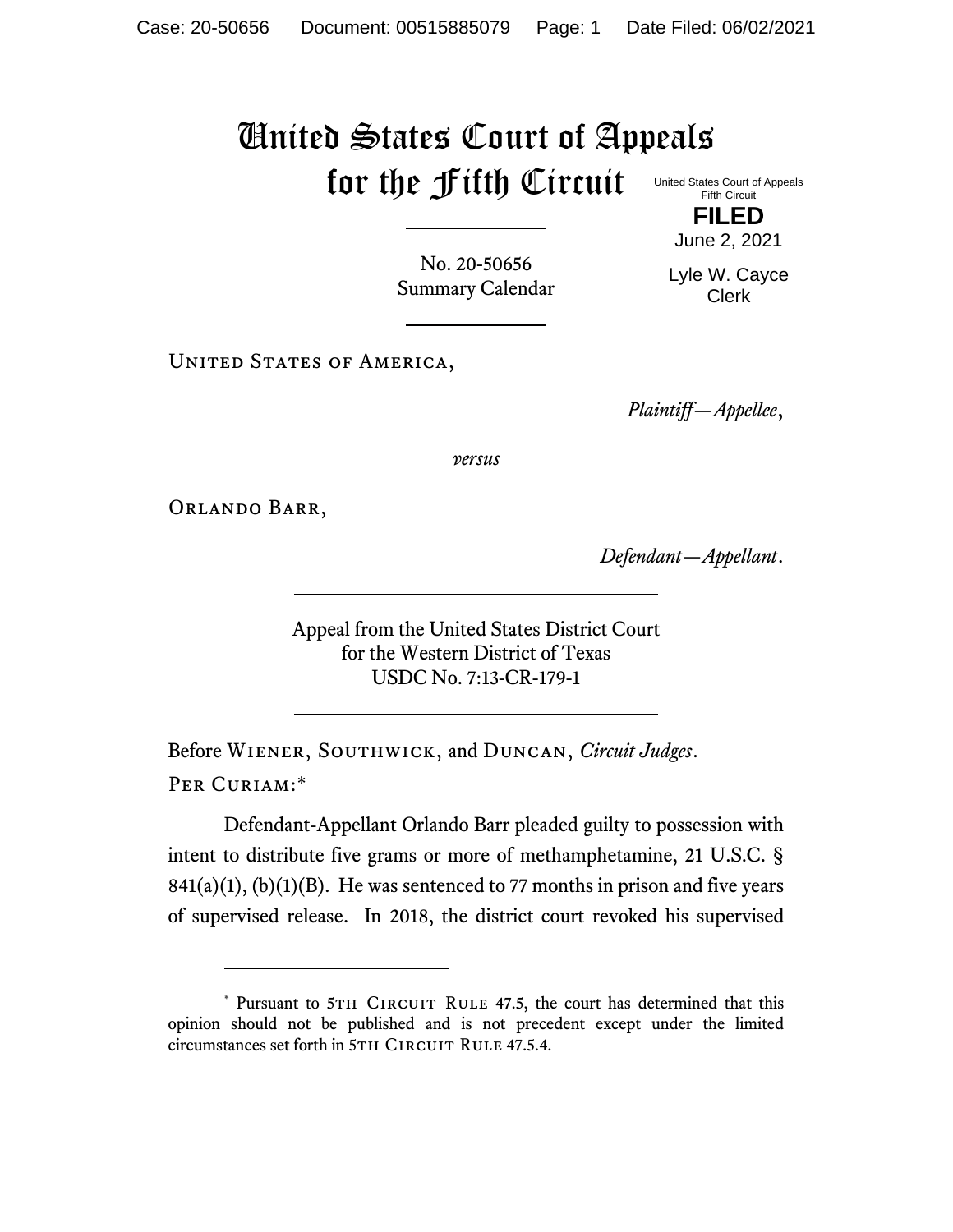# United States Court of Appeals for the Fifth Circuit

United States Court of Appeals
Fifth Circuit

**FILED**

June 2, 2021

Lyle W. Cayce
Clerk

---

No. 20-50656
Summary Calendar

---

United States of America,

*Plaintiff—Appellee*,

*versus*

Orlando Barr,

*Defendant—Appellant*.

---

Appeal from the United States District Court
for the Western District of Texas
USDC No. 7:13-CR-179-1

---

Before Wiener, Southwick, and Duncan, *Circuit Judges*.

Per Curiam:*

Defendant-Appellant Orlando Barr pleaded guilty to possession with intent to distribute five grams or more of methamphetamine, 21 U.S.C. § 841(a)(1), (b)(1)(B). He was sentenced to 77 months in prison and five years of supervised release. In 2018, the district court revoked his supervised

---

\* Pursuant to 5th Circuit Rule 47.5, the court has determined that this opinion should not be published and is not precedent except under the limited circumstances set forth in 5th Circuit Rule 47.5.4.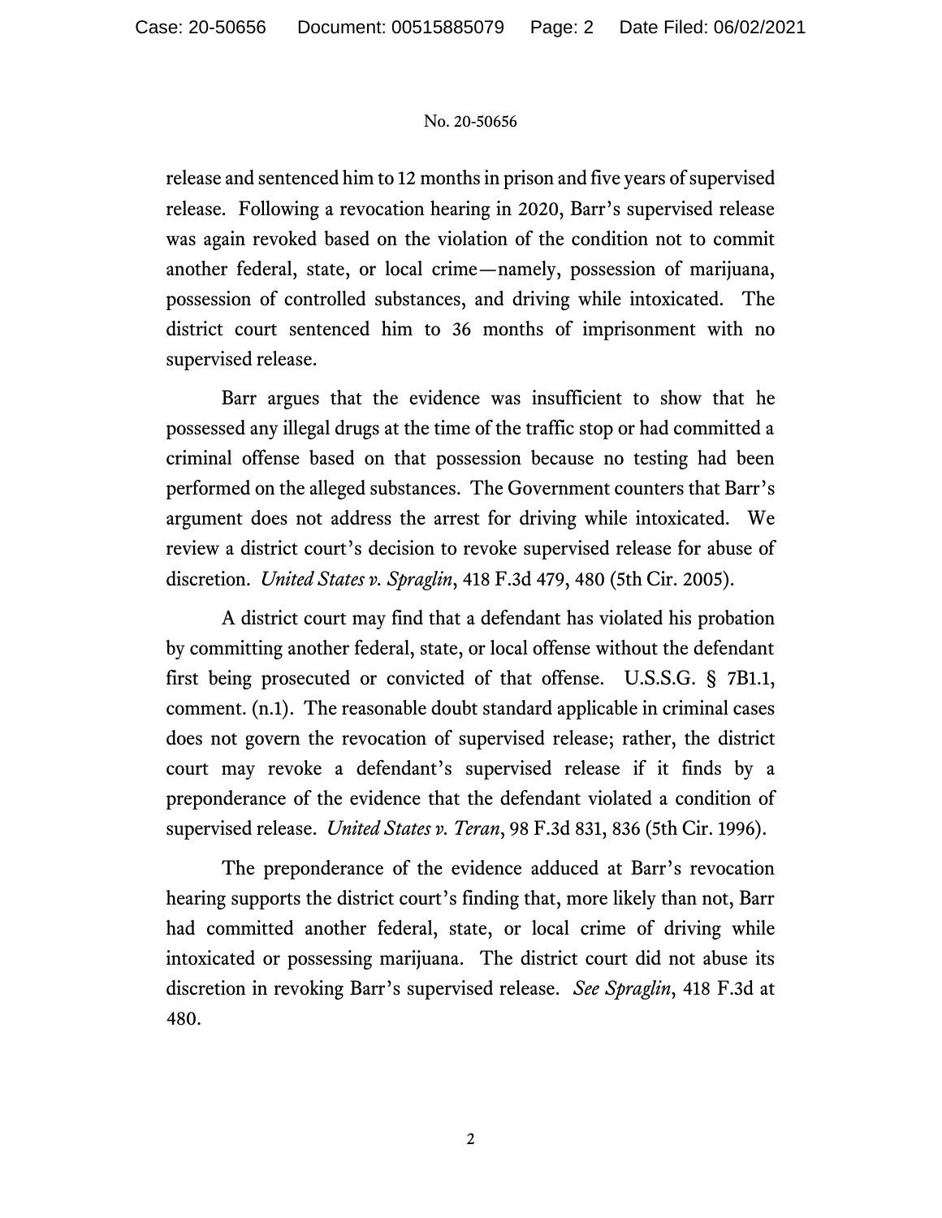release and sentenced him to 12 months in prison and five years of supervised release. Following a revocation hearing in 2020, Barr's supervised release was again revoked based on the violation of the condition not to commit another federal, state, or local crime—namely, possession of marijuana, possession of controlled substances, and driving while intoxicated. The district court sentenced him to 36 months of imprisonment with no supervised release.

Barr argues that the evidence was insufficient to show that he possessed any illegal drugs at the time of the traffic stop or had committed a criminal offense based on that possession because no testing had been performed on the alleged substances. The Government counters that Barr's argument does not address the arrest for driving while intoxicated. We review a district court's decision to revoke supervised release for abuse of discretion. *United States v. Spraglin*, 418 F.3d 479, 480 (5th Cir. 2005).

A district court may find that a defendant has violated his probation by committing another federal, state, or local offense without the defendant first being prosecuted or convicted of that offense. U.S.S.G. § 7B1.1, comment. (n.1). The reasonable doubt standard applicable in criminal cases does not govern the revocation of supervised release; rather, the district court may revoke a defendant's supervised release if it finds by a preponderance of the evidence that the defendant violated a condition of supervised release. *United States v. Teran*, 98 F.3d 831, 836 (5th Cir. 1996).

The preponderance of the evidence adduced at Barr's revocation hearing supports the district court's finding that, more likely than not, Barr had committed another federal, state, or local crime of driving while intoxicated or possessing marijuana. The district court did not abuse its discretion in revoking Barr's supervised release. *See Spraglin*, 418 F.3d at 480.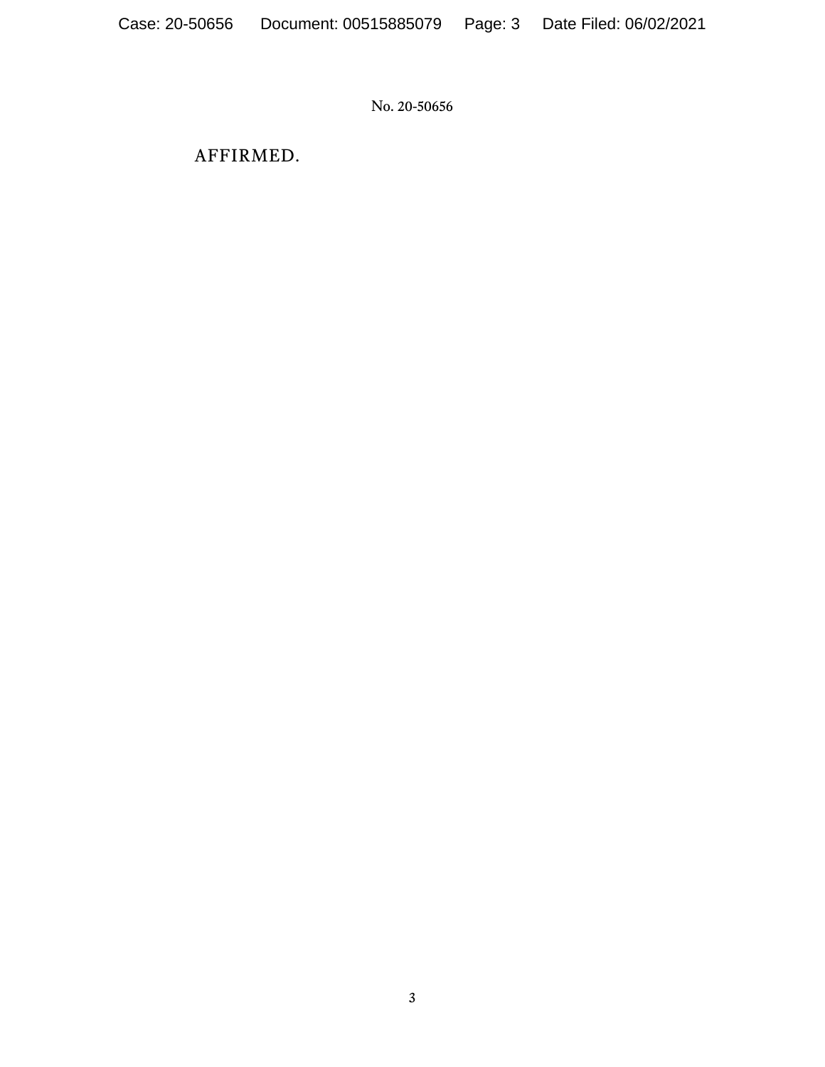AFFIRMED.